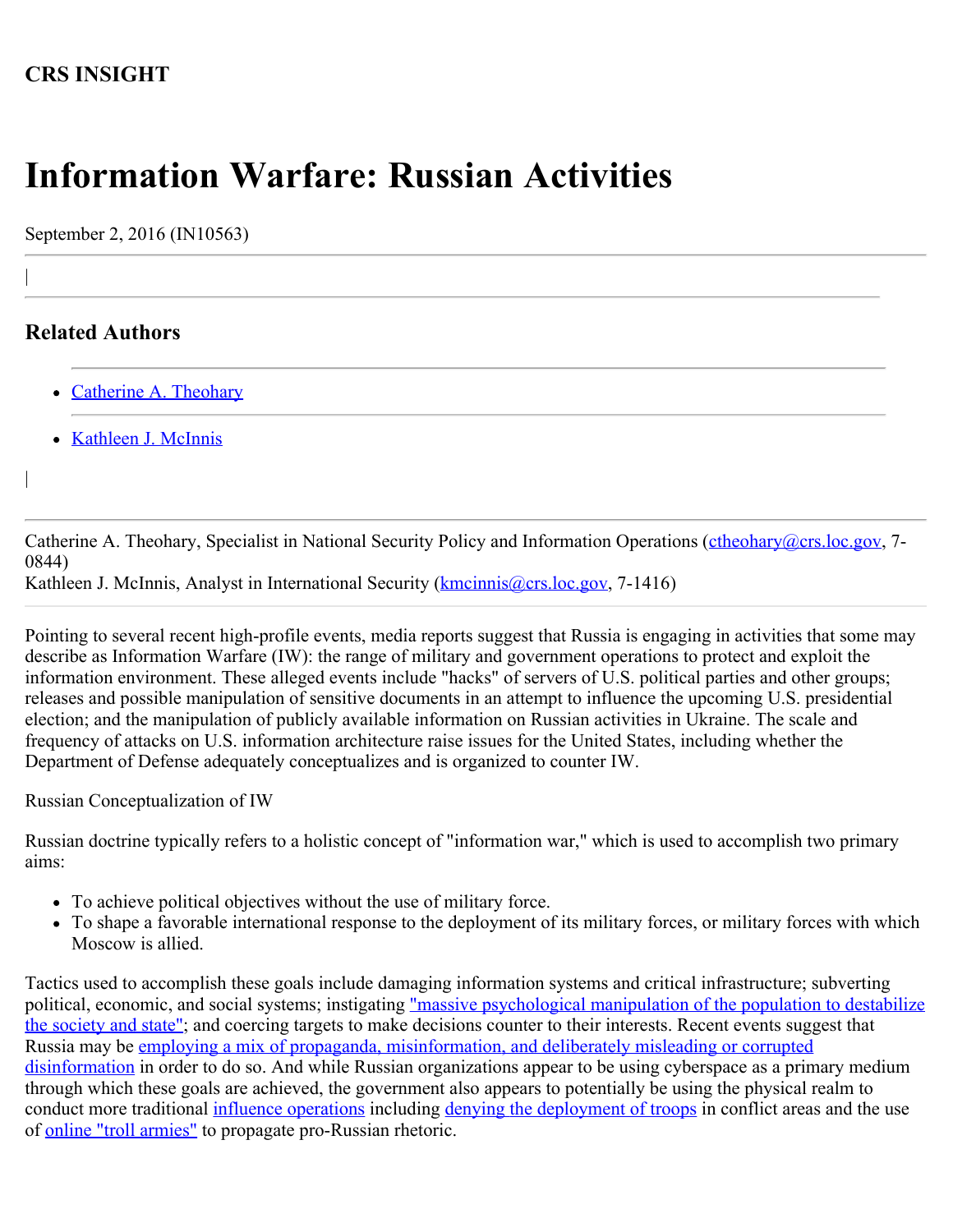**CRS INSIGHT**

# Information Warfare: Russian Activities

September 2, 2016 (IN10563)

## Related Authors

- Catherine A. Theohary
- Kathleen J. McInnis

Catherine A. Theohary, Specialist in National Security Policy and Information Operations (ctheohary@crs.loc.gov, 7-0844)
Kathleen J. McInnis, Analyst in International Security (kmcinnis@crs.loc.gov, 7-1416)

Pointing to several recent high-profile events, media reports suggest that Russia is engaging in activities that some may describe as Information Warfare (IW): the range of military and government operations to protect and exploit the information environment. These alleged events include "hacks" of servers of U.S. political parties and other groups; releases and possible manipulation of sensitive documents in an attempt to influence the upcoming U.S. presidential election; and the manipulation of publicly available information on Russian activities in Ukraine. The scale and frequency of attacks on U.S. information architecture raise issues for the United States, including whether the Department of Defense adequately conceptualizes and is organized to counter IW.

Russian Conceptualization of IW

Russian doctrine typically refers to a holistic concept of "information war," which is used to accomplish two primary aims:

- To achieve political objectives without the use of military force.
- To shape a favorable international response to the deployment of its military forces, or military forces with which Moscow is allied.

Tactics used to accomplish these goals include damaging information systems and critical infrastructure; subverting political, economic, and social systems; instigating "massive psychological manipulation of the population to destabilize the society and state"; and coercing targets to make decisions counter to their interests. Recent events suggest that Russia may be employing a mix of propaganda, misinformation, and deliberately misleading or corrupted disinformation in order to do so. And while Russian organizations appear to be using cyberspace as a primary medium through which these goals are achieved, the government also appears to potentially be using the physical realm to conduct more traditional influence operations including denying the deployment of troops in conflict areas and the use of online "troll armies" to propagate pro-Russian rhetoric.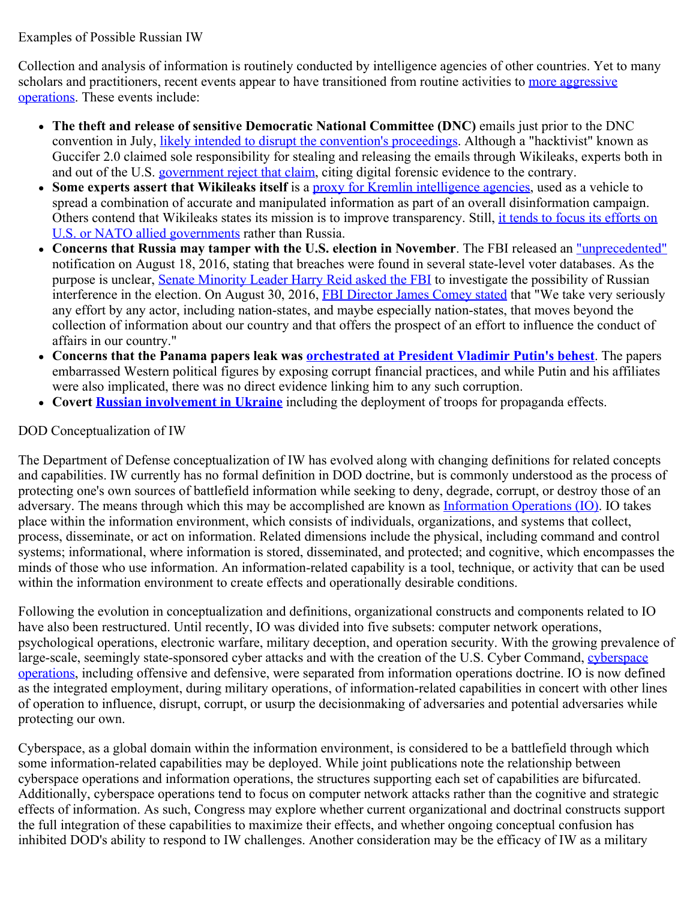## Examples of Possible Russian IW

Collection and analysis of information is routinely conducted by intelligence agencies of other countries. Yet to many scholars and practitioners, recent events appear to have transitioned from routine activities to more aggressive operations. These events include:

- **The theft and release of sensitive Democratic National Committee (DNC)** emails just prior to the DNC convention in July, likely intended to disrupt the convention's proceedings. Although a "hacktivist" known as Guccifer 2.0 claimed sole responsibility for stealing and releasing the emails through Wikileaks, experts both in and out of the U.S. government reject that claim, citing digital forensic evidence to the contrary.
- **Some experts assert that Wikileaks itself** is a proxy for Kremlin intelligence agencies, used as a vehicle to spread a combination of accurate and manipulated information as part of an overall disinformation campaign. Others contend that Wikileaks states its mission is to improve transparency. Still, it tends to focus its efforts on U.S. or NATO allied governments rather than Russia.
- **Concerns that Russia may tamper with the U.S. election in November**. The FBI released an "unprecedented" notification on August 18, 2016, stating that breaches were found in several state-level voter databases. As the purpose is unclear, Senate Minority Leader Harry Reid asked the FBI to investigate the possibility of Russian interference in the election. On August 30, 2016, FBI Director James Comey stated that "We take very seriously any effort by any actor, including nation-states, and maybe especially nation-states, that moves beyond the collection of information about our country and that offers the prospect of an effort to influence the conduct of affairs in our country."
- **Concerns that the Panama papers leak was orchestrated at President Vladimir Putin's behest**. The papers embarrassed Western political figures by exposing corrupt financial practices, and while Putin and his affiliates were also implicated, there was no direct evidence linking him to any such corruption.
- **Covert Russian involvement in Ukraine** including the deployment of troops for propaganda effects.

## DOD Conceptualization of IW

The Department of Defense conceptualization of IW has evolved along with changing definitions for related concepts and capabilities. IW currently has no formal definition in DOD doctrine, but is commonly understood as the process of protecting one's own sources of battlefield information while seeking to deny, degrade, corrupt, or destroy those of an adversary. The means through which this may be accomplished are known as Information Operations (IO). IO takes place within the information environment, which consists of individuals, organizations, and systems that collect, process, disseminate, or act on information. Related dimensions include the physical, including command and control systems; informational, where information is stored, disseminated, and protected; and cognitive, which encompasses the minds of those who use information. An information-related capability is a tool, technique, or activity that can be used within the information environment to create effects and operationally desirable conditions.

Following the evolution in conceptualization and definitions, organizational constructs and components related to IO have also been restructured. Until recently, IO was divided into five subsets: computer network operations, psychological operations, electronic warfare, military deception, and operation security. With the growing prevalence of large-scale, seemingly state-sponsored cyber attacks and with the creation of the U.S. Cyber Command, cyberspace operations, including offensive and defensive, were separated from information operations doctrine. IO is now defined as the integrated employment, during military operations, of information-related capabilities in concert with other lines of operation to influence, disrupt, corrupt, or usurp the decisionmaking of adversaries and potential adversaries while protecting our own.

Cyberspace, as a global domain within the information environment, is considered to be a battlefield through which some information-related capabilities may be deployed. While joint publications note the relationship between cyberspace operations and information operations, the structures supporting each set of capabilities are bifurcated. Additionally, cyberspace operations tend to focus on computer network attacks rather than the cognitive and strategic effects of information. As such, Congress may explore whether current organizational and doctrinal constructs support the full integration of these capabilities to maximize their effects, and whether ongoing conceptual confusion has inhibited DOD's ability to respond to IW challenges. Another consideration may be the efficacy of IW as a military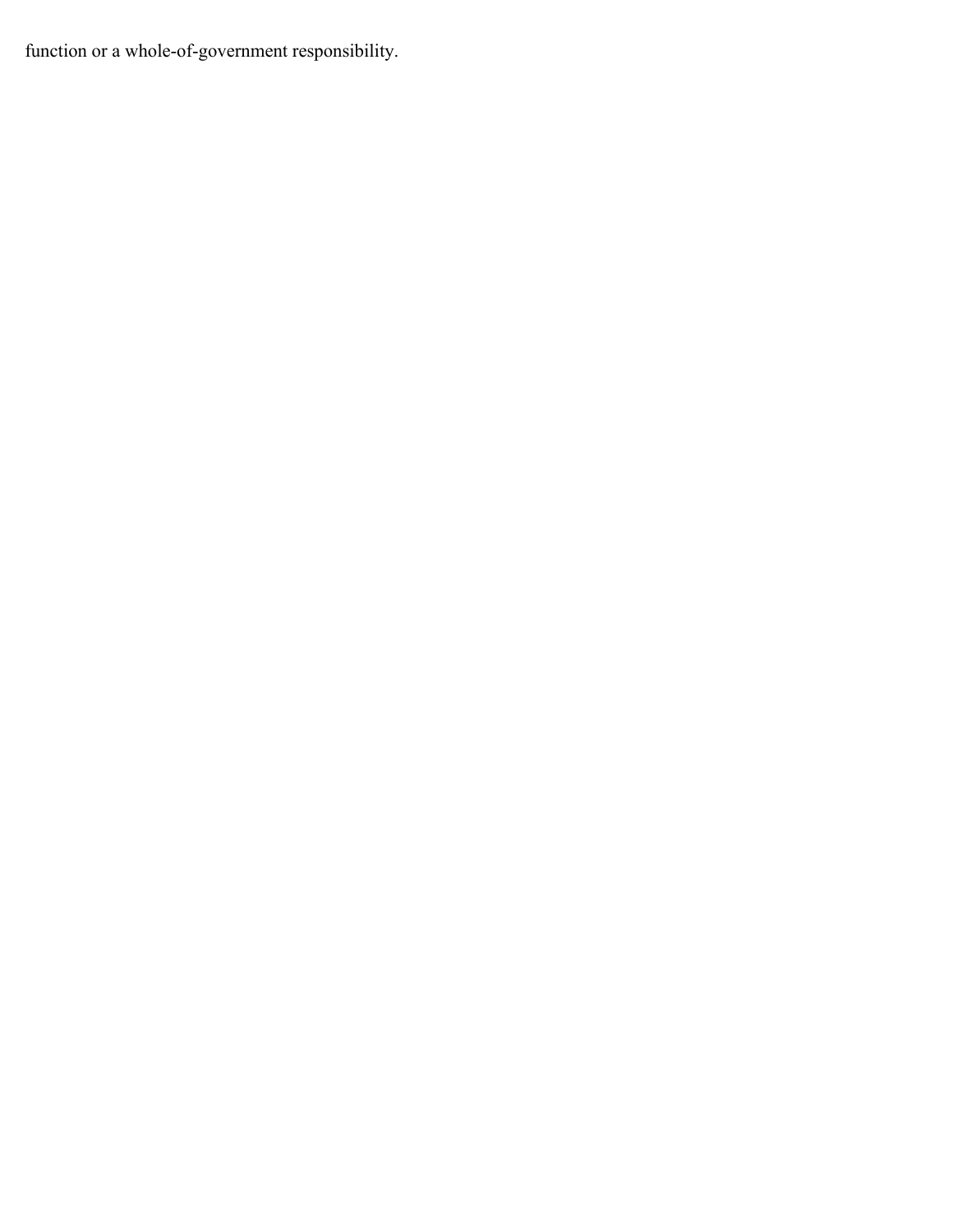function or a whole-of-government responsibility.